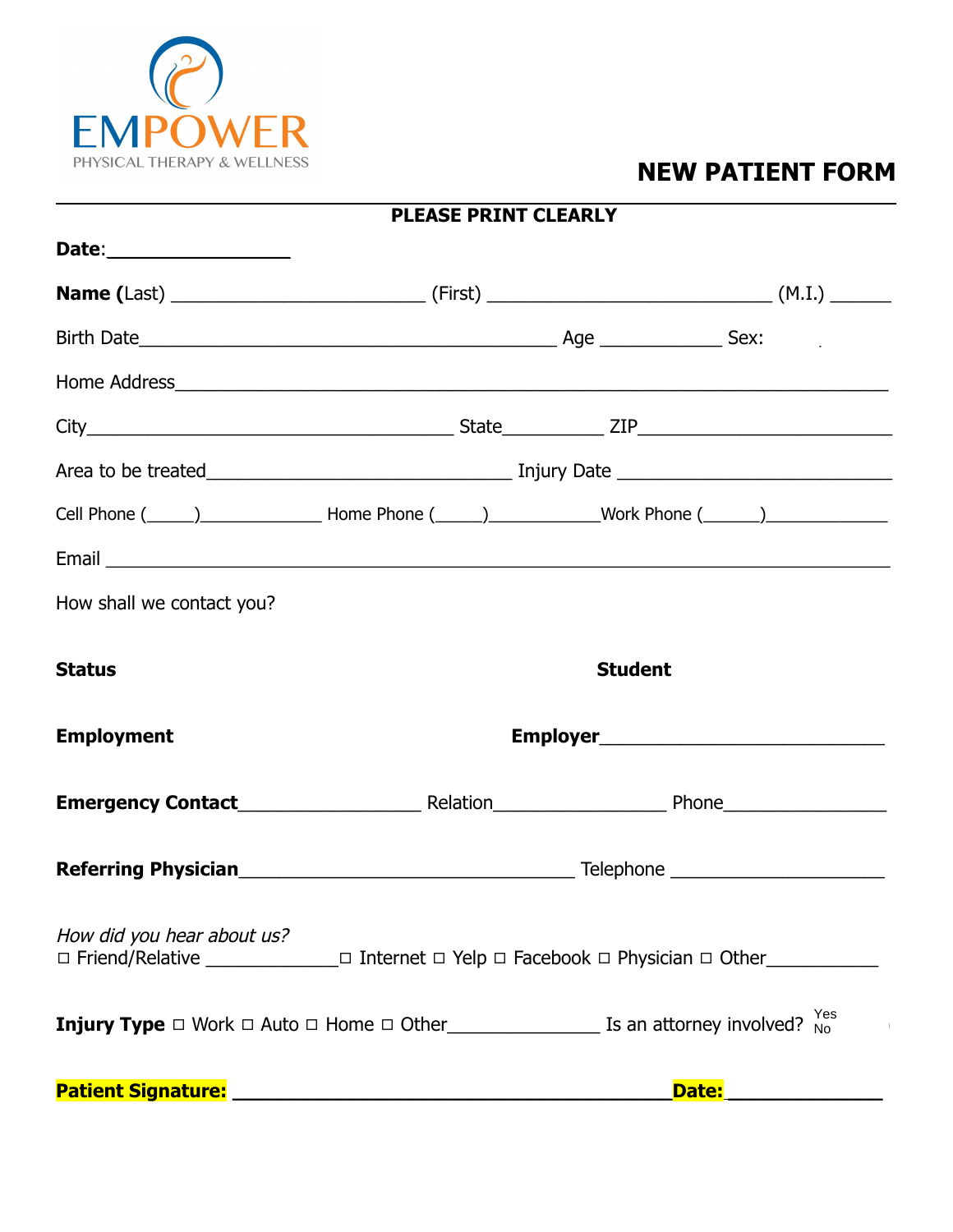EMPOWER
PHYSICAL THERAPY & WELLNESS

# NEW PATIENT FORM

**PLEASE PRINT CLEARLY**

**Date**:_________________

**Name (**Last) ________________________ (First) ___________________________ (M.I.) ______

Birth Date________________________________________ Age ____________ Sex:

Home Address___________________________________________________________________

City___________________________________ State__________ ZIP________________________

Area to be treated______________________________ Injury Date ___________________________

Cell Phone (_____)_____________ Home Phone (_____)___________Work Phone (______)____________

Email ___________________________________________________________________________

How shall we contact you?

**Status**

**Student**

**Employment**

**Employer**___________________________

**Emergency Contact**_________________ Relation________________ Phone________________

**Referring Physician**________________________________ Telephone ____________________

*How did you hear about us?*
☐ Friend/Relative _____________☐ Internet ☐ Yelp ☐ Facebook ☐ Physician ☐ Other___________

**Injury Type** ☐ Work ☐ Auto ☐ Home ☐ Other_______________ Is an attorney involved? Yes No

**Patient Signature:** ____________________________________________ **Date:**______________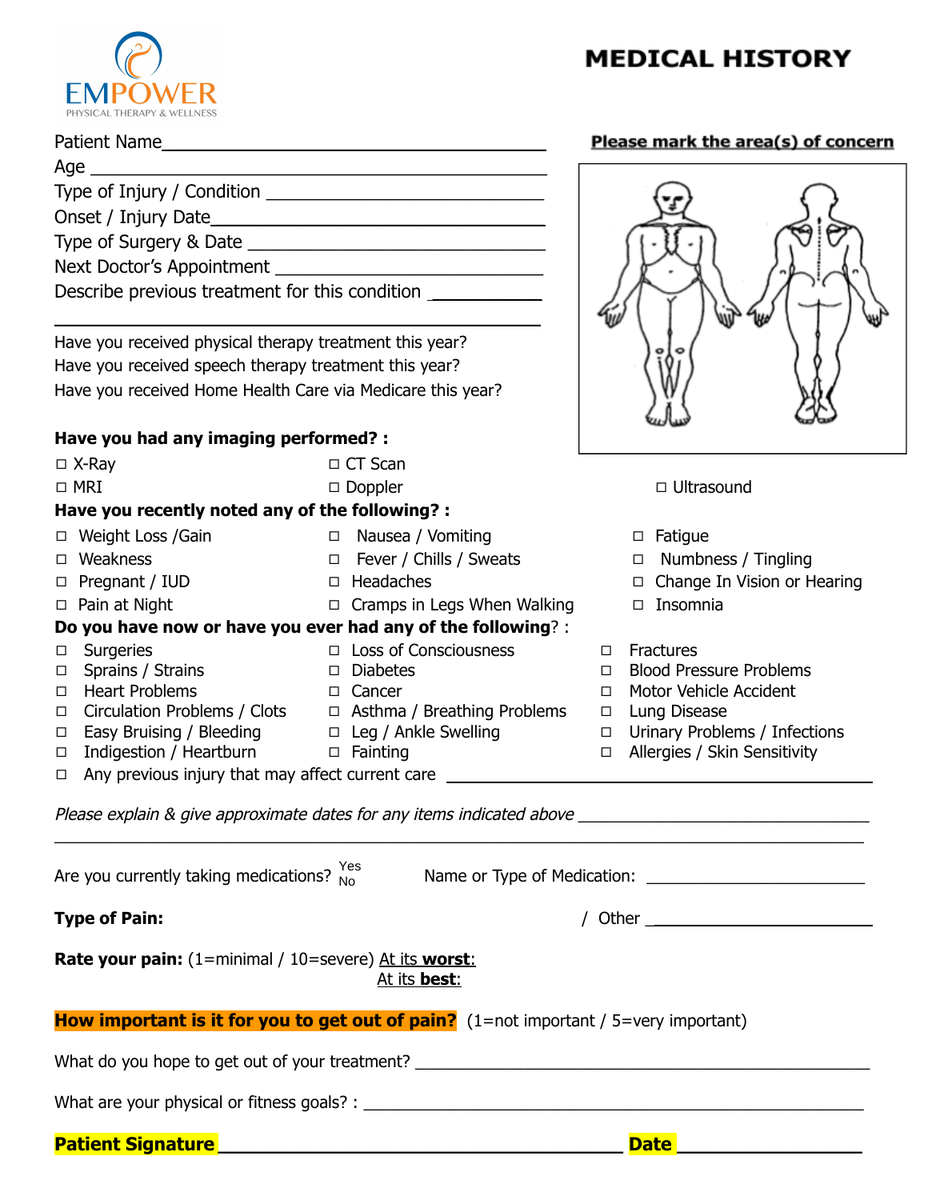EMPOWER
PHYSICAL THERAPY & WELLNESS

# MEDICAL HISTORY

Patient Name\_\_\_\_\_\_\_\_\_\_\_\_\_\_\_\_\_\_\_\_\_\_\_\_\_\_\_\_\_\_\_\_\_\_\_\_

Age \_\_\_\_\_\_\_\_\_\_\_\_\_\_\_\_\_\_\_\_\_\_\_\_\_\_\_\_\_\_\_\_\_\_\_\_\_\_\_\_

Type of Injury / Condition \_\_\_\_\_\_\_\_\_\_\_\_\_\_\_\_\_\_\_\_\_\_\_\_\_\_\_

Onset / Injury Date\_\_\_\_\_\_\_\_\_\_\_\_\_\_\_\_\_\_\_\_\_\_\_\_\_\_\_\_\_\_\_\_\_

Type of Surgery & Date \_\_\_\_\_\_\_\_\_\_\_\_\_\_\_\_\_\_\_\_\_\_\_\_\_\_\_\_\_

Next Doctor's Appointment \_\_\_\_\_\_\_\_\_\_\_\_\_\_\_\_\_\_\_\_\_\_\_\_\_\_\_

Describe previous treatment for this condition \_\_\_\_\_\_\_\_\_\_\_

\_\_\_\_\_\_\_\_\_\_\_\_\_\_\_\_\_\_\_\_\_\_\_\_\_\_\_\_\_\_\_\_\_\_\_\_\_\_\_\_\_\_\_\_\_\_\_\_\_

Have you received physical therapy treatment this year?

Have you received speech therapy treatment this year?

Have you received Home Health Care via Medicare this year?

**Please mark the area(s) of concern**

**Have you had any imaging performed? :**

- ☐ X-Ray
- ☐ CT Scan
- ☐ MRI
- ☐ Doppler
- ☐ Ultrasound

**Have you recently noted any of the following? :**

- ☐ Weight Loss /Gain
- ☐ Nausea / Vomiting
- ☐ Fatigue
- ☐ Weakness
- ☐ Fever / Chills / Sweats
- ☐ Numbness / Tingling
- ☐ Pregnant / IUD
- ☐ Headaches
- ☐ Change In Vision or Hearing
- ☐ Pain at Night
- ☐ Cramps in Legs When Walking
- ☐ Insomnia

**Do you have now or have you ever had any of the following**? :

- ☐ Surgeries
- ☐ Loss of Consciousness
- ☐ Fractures
- ☐ Sprains / Strains
- ☐ Diabetes
- ☐ Blood Pressure Problems
- ☐ Heart Problems
- ☐ Cancer
- ☐ Motor Vehicle Accident
- ☐ Circulation Problems / Clots
- ☐ Asthma / Breathing Problems
- ☐ Lung Disease
- ☐ Easy Bruising / Bleeding
- ☐ Leg / Ankle Swelling
- ☐ Urinary Problems / Infections
- ☐ Indigestion / Heartburn
- ☐ Fainting
- ☐ Allergies / Skin Sensitivity
- ☐ Any previous injury that may affect current care \_\_\_\_\_\_\_\_\_\_\_\_\_\_\_\_\_\_\_\_\_\_\_\_\_\_\_\_\_\_\_\_\_\_

*Please explain & give approximate dates for any items indicated above* \_\_\_\_\_\_\_\_\_\_\_\_\_\_\_\_\_\_\_\_\_\_\_\_\_\_\_\_

\_\_\_\_\_\_\_\_\_\_\_\_\_\_\_\_\_\_\_\_\_\_\_\_\_\_\_\_\_\_\_\_\_\_\_\_\_\_\_\_\_\_\_\_\_\_\_\_\_\_\_\_\_\_\_\_\_\_\_\_\_\_\_\_\_\_\_\_\_\_\_\_\_\_\_\_\_\_\_\_

Are you currently taking medications? Yes / No     Name or Type of Medication: \_\_\_\_\_\_\_\_\_\_\_\_\_\_\_\_\_\_\_\_\_\_\_

**Type of Pain:**     / Other \_\_\_\_\_\_\_\_\_\_\_\_\_\_\_\_\_\_\_\_\_\_

**Rate your pain:** (1=minimal / 10=severe) <u>At its **worst**:</u>

<u>At its **best**:</u>

**How important is it for you to get out of pain?** (1=not important / 5=very important)

What do you hope to get out of your treatment? \_\_\_\_\_\_\_\_\_\_\_\_\_\_\_\_\_\_\_\_\_\_\_\_\_\_\_\_\_\_\_\_\_\_\_\_\_\_\_\_\_\_\_\_\_

What are your physical or fitness goals? : \_\_\_\_\_\_\_\_\_\_\_\_\_\_\_\_\_\_\_\_\_\_\_\_\_\_\_\_\_\_\_\_\_\_\_\_\_\_\_\_\_\_\_\_\_\_\_\_\_

**Patient Signature** \_\_\_\_\_\_\_\_\_\_\_\_\_\_\_\_\_\_\_\_\_\_\_\_\_\_\_\_\_\_\_\_\_\_\_\_\_\_\_\_ **Date** \_\_\_\_\_\_\_\_\_\_\_\_\_\_\_\_\_\_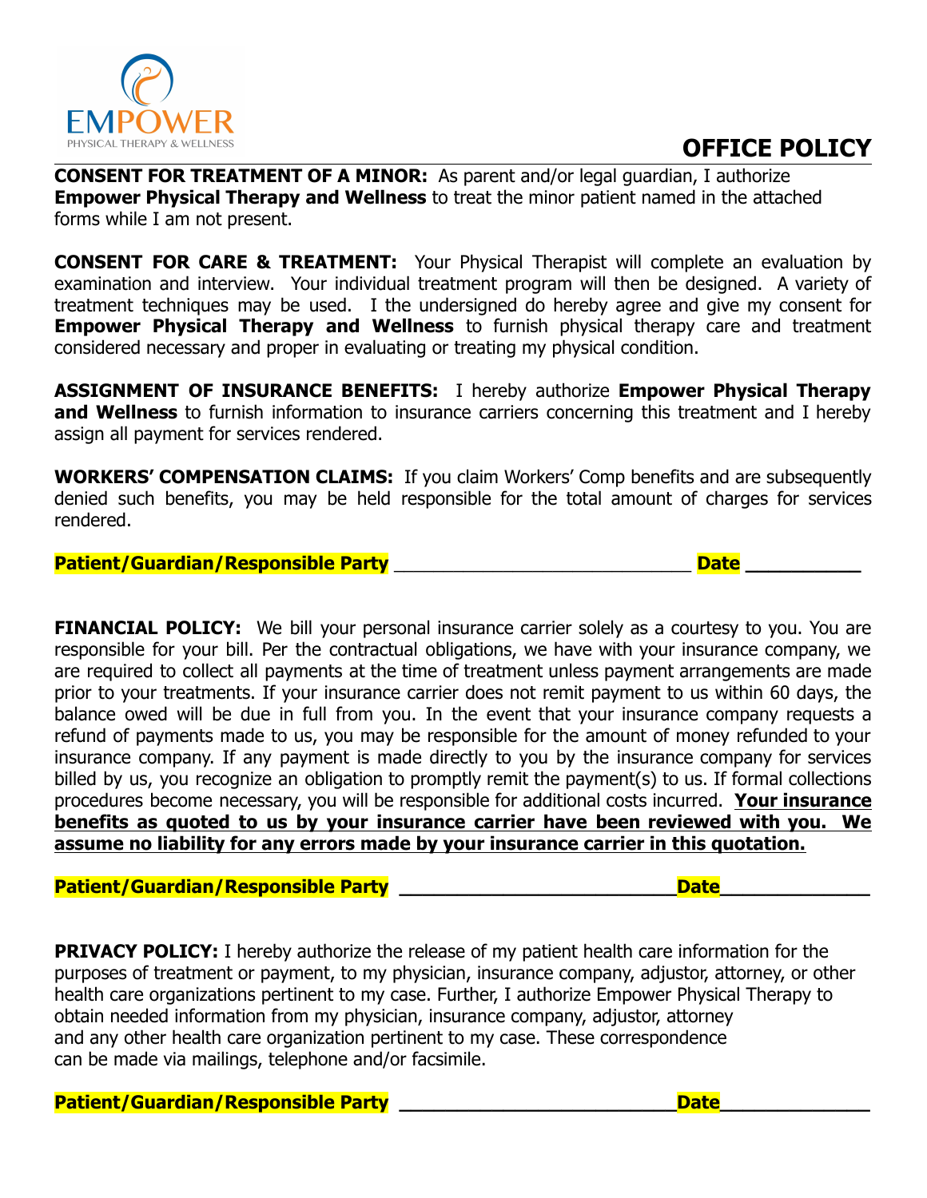EMPOWER
PHYSICAL THERAPY & WELLNESS

# OFFICE POLICY

**CONSENT FOR TREATMENT OF A MINOR:** As parent and/or legal guardian, I authorize **Empower Physical Therapy and Wellness** to treat the minor patient named in the attached forms while I am not present.

**CONSENT FOR CARE & TREATMENT:** Your Physical Therapist will complete an evaluation by examination and interview. Your individual treatment program will then be designed. A variety of treatment techniques may be used. I the undersigned do hereby agree and give my consent for **Empower Physical Therapy and Wellness** to furnish physical therapy care and treatment considered necessary and proper in evaluating or treating my physical condition.

**ASSIGNMENT OF INSURANCE BENEFITS:** I hereby authorize **Empower Physical Therapy and Wellness** to furnish information to insurance carriers concerning this treatment and I hereby assign all payment for services rendered.

**WORKERS' COMPENSATION CLAIMS:** If you claim Workers' Comp benefits and are subsequently denied such benefits, you may be held responsible for the total amount of charges for services rendered.

**Patient/Guardian/Responsible Party** ______________________________ **Date** __________

**FINANCIAL POLICY:** We bill your personal insurance carrier solely as a courtesy to you. You are responsible for your bill. Per the contractual obligations, we have with your insurance company, we are required to collect all payments at the time of treatment unless payment arrangements are made prior to your treatments. If your insurance carrier does not remit payment to us within 60 days, the balance owed will be due in full from you. In the event that your insurance company requests a refund of payments made to us, you may be responsible for the amount of money refunded to your insurance company. If any payment is made directly to you by the insurance company for services billed by us, you recognize an obligation to promptly remit the payment(s) to us. If formal collections procedures become necessary, you will be responsible for additional costs incurred. **Your insurance benefits as quoted to us by your insurance carrier have been reviewed with you. We assume no liability for any errors made by your insurance carrier in this quotation.**

**Patient/Guardian/Responsible Party** ______________________________ **Date** __________

**PRIVACY POLICY:** I hereby authorize the release of my patient health care information for the purposes of treatment or payment, to my physician, insurance company, adjustor, attorney, or other health care organizations pertinent to my case. Further, I authorize Empower Physical Therapy to obtain needed information from my physician, insurance company, adjustor, attorney and any other health care organization pertinent to my case. These correspondence can be made via mailings, telephone and/or facsimile.

**Patient/Guardian/Responsible Party** ______________________________ **Date** __________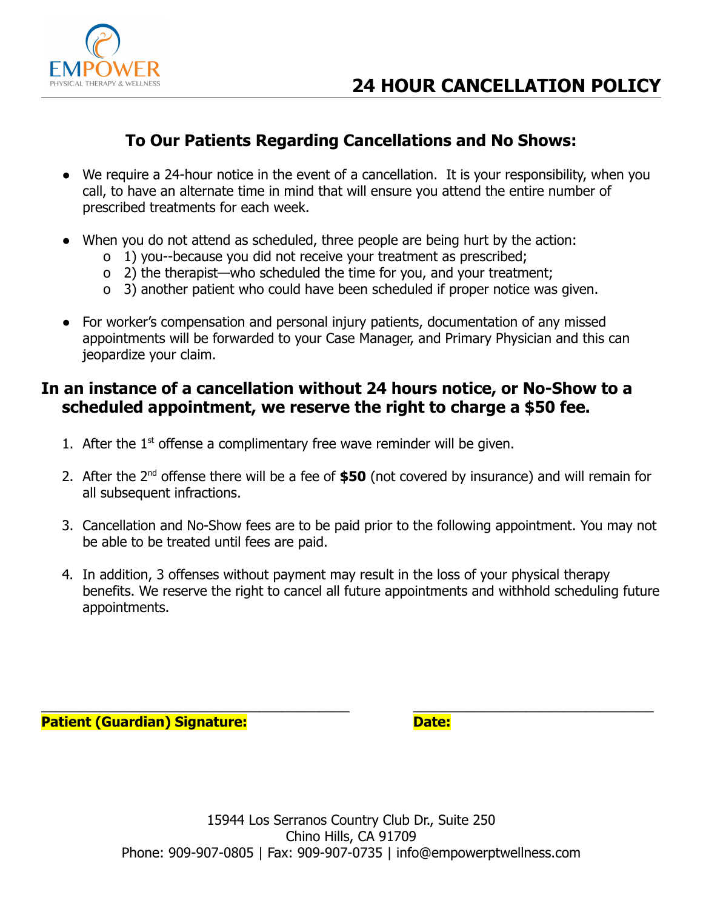EMPOWER
PHYSICAL THERAPY & WELLNESS

# 24 HOUR CANCELLATION POLICY

## To Our Patients Regarding Cancellations and No Shows:

- We require a 24-hour notice in the event of a cancellation. It is your responsibility, when you call, to have an alternate time in mind that will ensure you attend the entire number of prescribed treatments for each week.
- When you do not attend as scheduled, three people are being hurt by the action:
  - 1) you--because you did not receive your treatment as prescribed;
  - 2) the therapist—who scheduled the time for you, and your treatment;
  - 3) another patient who could have been scheduled if proper notice was given.
- For worker's compensation and personal injury patients, documentation of any missed appointments will be forwarded to your Case Manager, and Primary Physician and this can jeopardize your claim.

## In an instance of a cancellation without 24 hours notice, or No-Show to a scheduled appointment, we reserve the right to charge a $50 fee.

1. After the 1st offense a complimentary free wave reminder will be given.
2. After the 2nd offense there will be a fee of **$50** (not covered by insurance) and will remain for all subsequent infractions.
3. Cancellation and No-Show fees are to be paid prior to the following appointment. You may not be able to be treated until fees are paid.
4. In addition, 3 offenses without payment may result in the loss of your physical therapy benefits. We reserve the right to cancel all future appointments and withhold scheduling future appointments.

\_\_\_\_\_\_\_\_\_\_\_\_\_\_\_\_\_\_\_\_\_\_\_\_\_\_\_\_\_\_\_\_\_\_\_\_\_\_\_\_ \_\_\_\_\_\_\_\_\_\_\_\_\_\_\_\_\_\_\_\_\_\_\_\_\_\_\_\_\_\_\_\_

**Patient (Guardian) Signature:** **Date:**

15944 Los Serranos Country Club Dr., Suite 250
Chino Hills, CA 91709
Phone: 909-907-0805 | Fax: 909-907-0735 | info@empowerptwellness.com